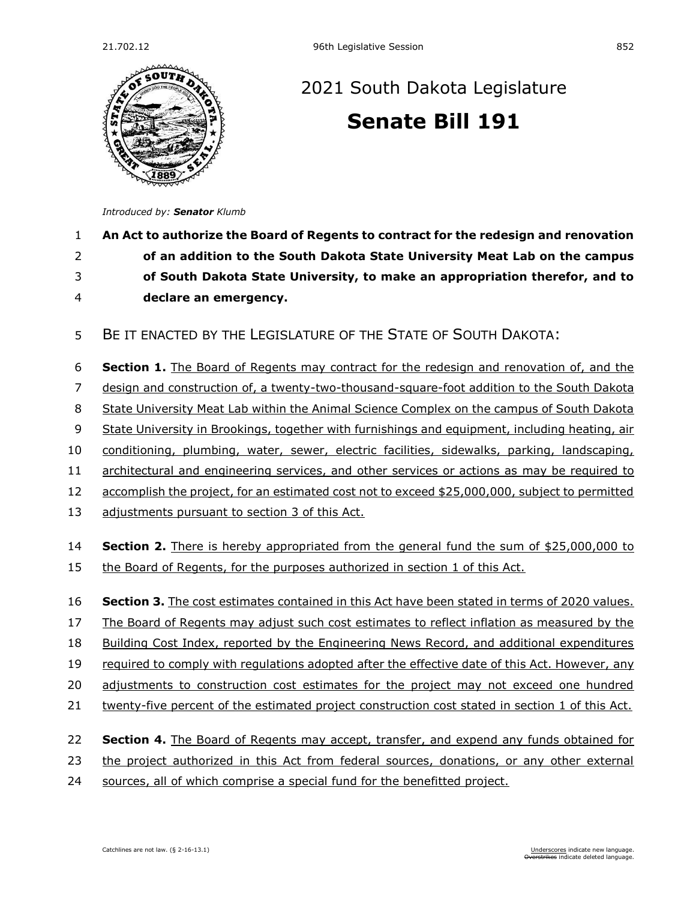# 2021 South Dakota Legislature

# Senate Bill 191

*Introduced by:* ***Senator*** *Klumb*

**An Act to authorize the Board of Regents to contract for the redesign and renovation of an addition to the South Dakota State University Meat Lab on the campus of South Dakota State University, to make an appropriation therefor, and to declare an emergency.**

BE IT ENACTED BY THE LEGISLATURE OF THE STATE OF SOUTH DAKOTA:

**Section 1.** The Board of Regents may contract for the redesign and renovation of, and the design and construction of, a twenty-two-thousand-square-foot addition to the South Dakota State University Meat Lab within the Animal Science Complex on the campus of South Dakota State University in Brookings, together with furnishings and equipment, including heating, air conditioning, plumbing, water, sewer, electric facilities, sidewalks, parking, landscaping, architectural and engineering services, and other services or actions as may be required to accomplish the project, for an estimated cost not to exceed $25,000,000, subject to permitted adjustments pursuant to section 3 of this Act.

**Section 2.** There is hereby appropriated from the general fund the sum of $25,000,000 to the Board of Regents, for the purposes authorized in section 1 of this Act.

**Section 3.** The cost estimates contained in this Act have been stated in terms of 2020 values. The Board of Regents may adjust such cost estimates to reflect inflation as measured by the Building Cost Index, reported by the Engineering News Record, and additional expenditures required to comply with regulations adopted after the effective date of this Act. However, any adjustments to construction cost estimates for the project may not exceed one hundred twenty-five percent of the estimated project construction cost stated in section 1 of this Act.

**Section 4.** The Board of Regents may accept, transfer, and expend any funds obtained for the project authorized in this Act from federal sources, donations, or any other external sources, all of which comprise a special fund for the benefitted project.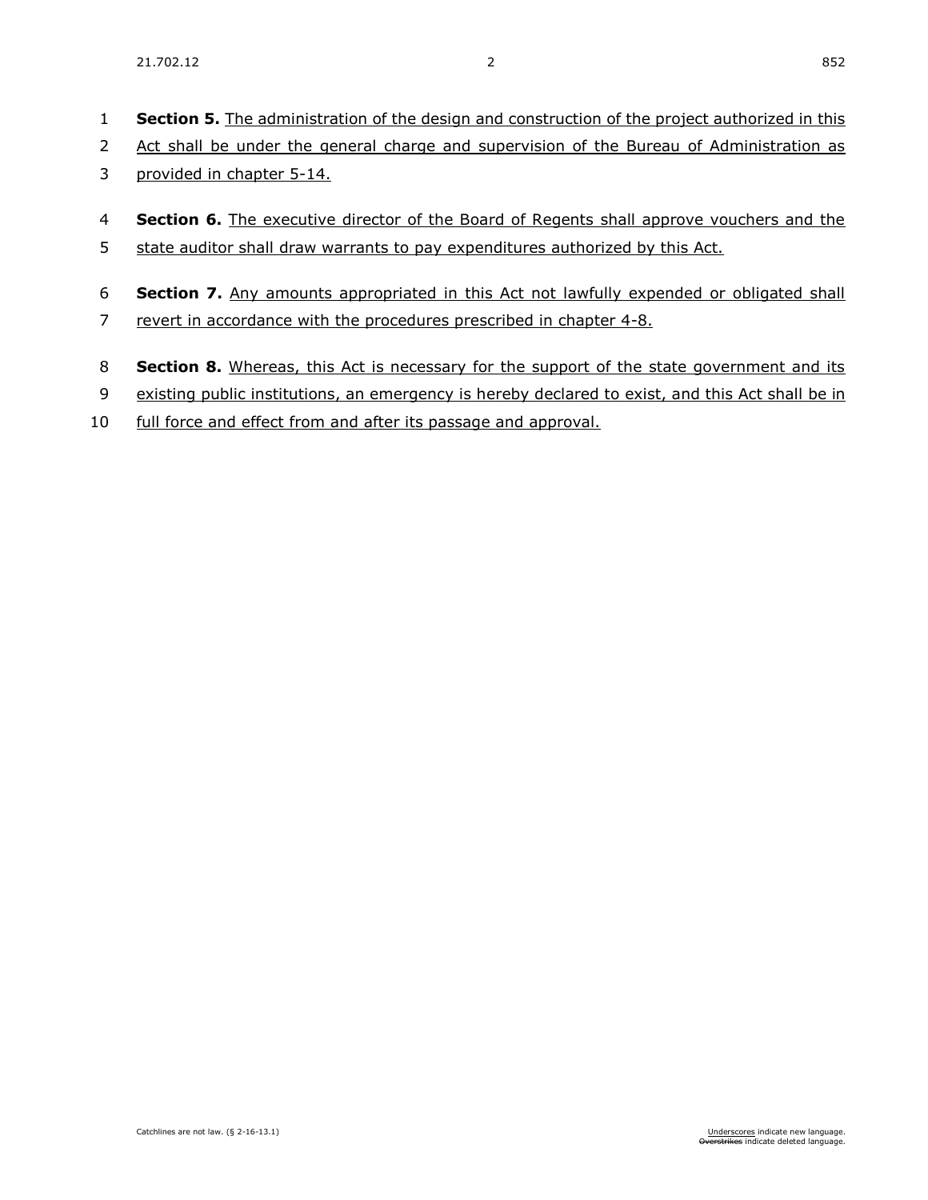**Section 5.** The administration of the design and construction of the project authorized in this Act shall be under the general charge and supervision of the Bureau of Administration as provided in chapter 5-14.

**Section 6.** The executive director of the Board of Regents shall approve vouchers and the state auditor shall draw warrants to pay expenditures authorized by this Act.

**Section 7.** Any amounts appropriated in this Act not lawfully expended or obligated shall revert in accordance with the procedures prescribed in chapter 4-8.

**Section 8.** Whereas, this Act is necessary for the support of the state government and its existing public institutions, an emergency is hereby declared to exist, and this Act shall be in full force and effect from and after its passage and approval.